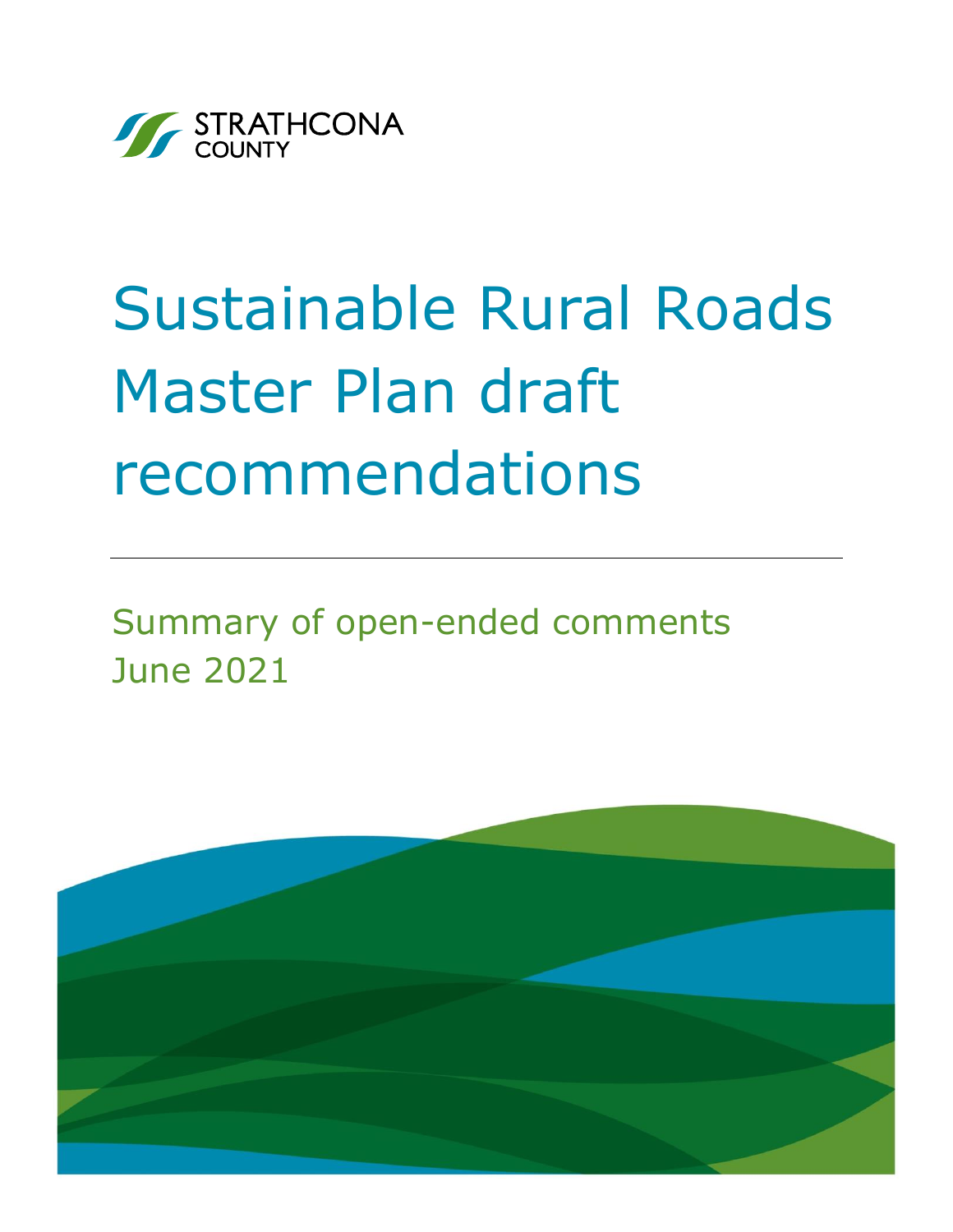STRATHCONA COUNTY

# Sustainable Rural Roads Master Plan draft recommendations

---

## Summary of open-ended comments
## June 2021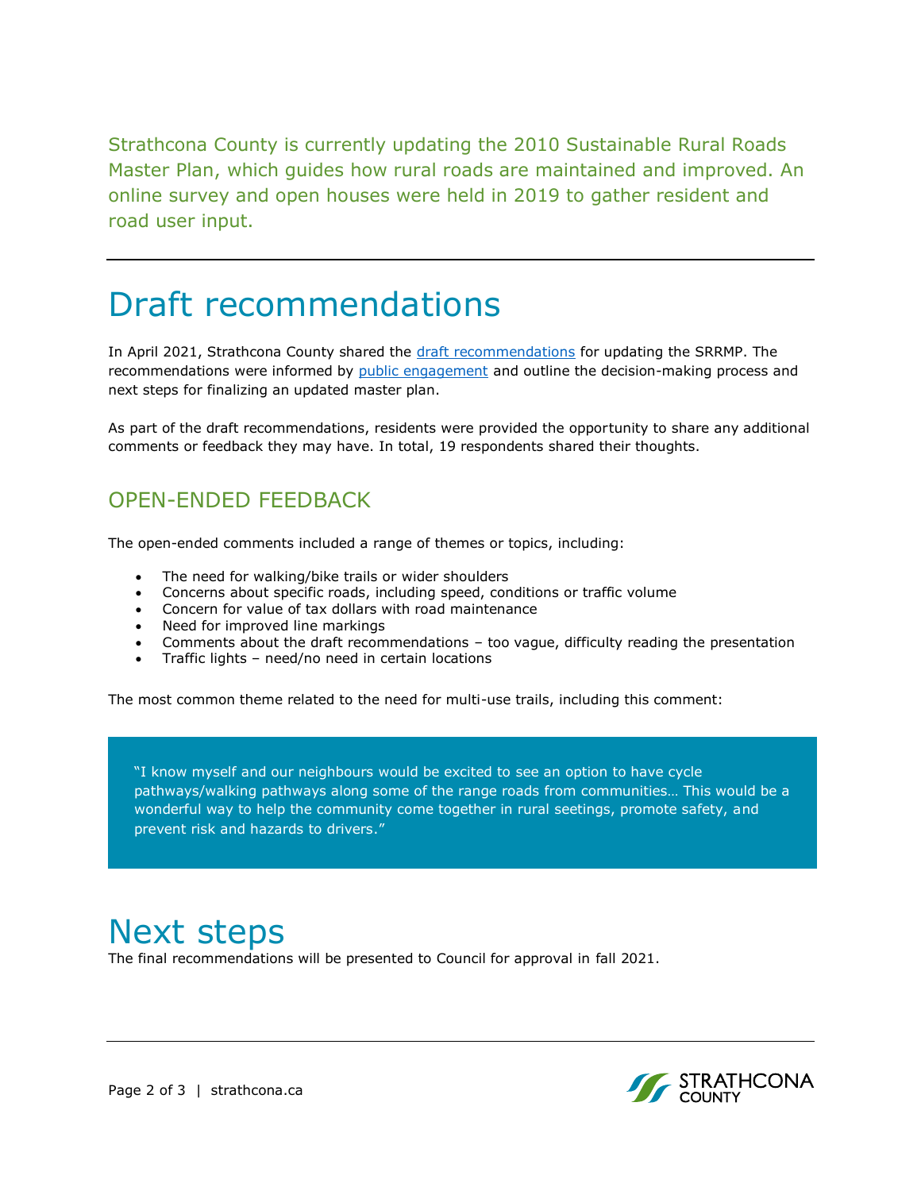Strathcona County is currently updating the 2010 Sustainable Rural Roads Master Plan, which guides how rural roads are maintained and improved. An online survey and open houses were held in 2019 to gather resident and road user input.

---

# Draft recommendations

In April 2021, Strathcona County shared the [draft recommendations]() for updating the SRRMP. The recommendations were informed by [public engagement]() and outline the decision-making process and next steps for finalizing an updated master plan.

As part of the draft recommendations, residents were provided the opportunity to share any additional comments or feedback they may have. In total, 19 respondents shared their thoughts.

## OPEN-ENDED FEEDBACK

The open-ended comments included a range of themes or topics, including:

- The need for walking/bike trails or wider shoulders
- Concerns about specific roads, including speed, conditions or traffic volume
- Concern for value of tax dollars with road maintenance
- Need for improved line markings
- Comments about the draft recommendations – too vague, difficulty reading the presentation
- Traffic lights – need/no need in certain locations

The most common theme related to the need for multi-use trails, including this comment:

> "I know myself and our neighbours would be excited to see an option to have cycle pathways/walking pathways along some of the range roads from communities… This would be a wonderful way to help the community come together in rural seetings, promote safety, and prevent risk and hazards to drivers."

# Next steps

The final recommendations will be presented to Council for approval in fall 2021.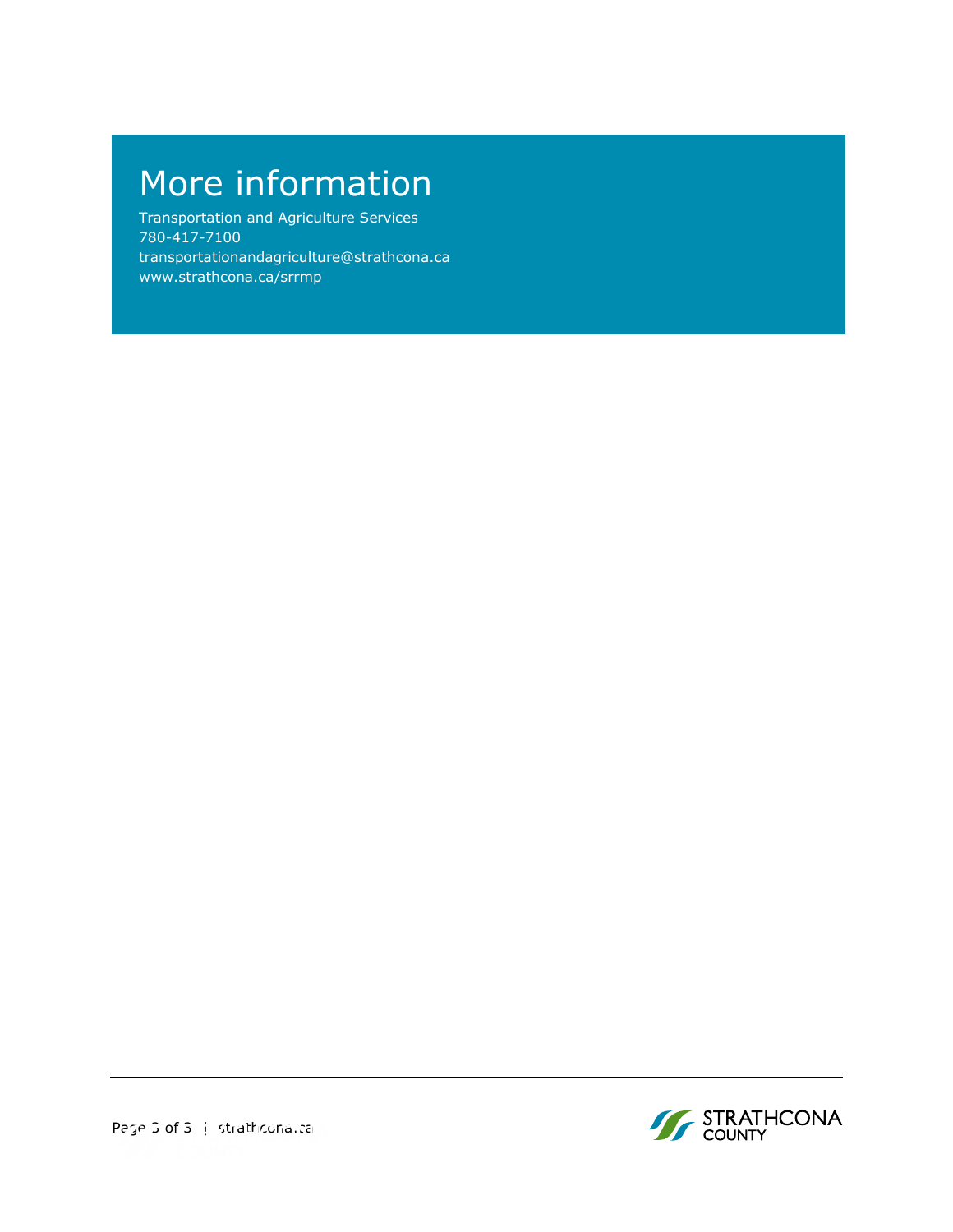# More information

Transportation and Agriculture Services
780-417-7100
transportationandagriculture@strathcona.ca
www.strathcona.ca/srrmp